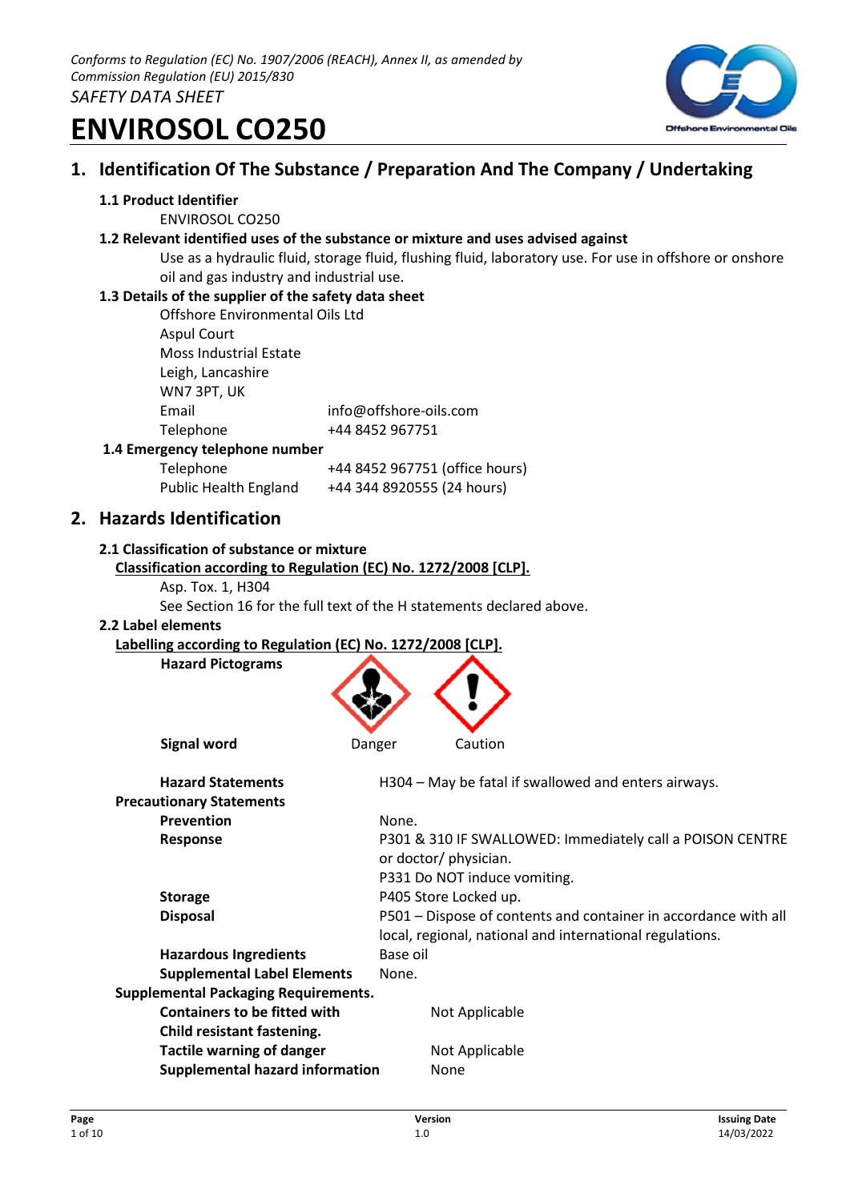*Conforms to Regulation (EC) No. 1907/2006 (REACH), Annex II, as amended by Commission Regulation (EU) 2015/830*

*SAFETY DATA SHEET*

# ENVIROSOL CO250

## 1. Identification Of The Substance / Preparation And The Company / Undertaking

### 1.1 Product Identifier

ENVIROSOL CO250

### 1.2 Relevant identified uses of the substance or mixture and uses advised against

Use as a hydraulic fluid, storage fluid, flushing fluid, laboratory use. For use in offshore or onshore oil and gas industry and industrial use.

### 1.3 Details of the supplier of the safety data sheet

Offshore Environmental Oils Ltd
Aspul Court
Moss Industrial Estate
Leigh, Lancashire
WN7 3PT, UK

| | |
|---|---|
| Email | info@offshore-oils.com |
| Telephone | +44 8452 967751 |

### 1.4 Emergency telephone number

| | |
|---|---|
| Telephone | +44 8452 967751 (office hours) |
| Public Health England | +44 344 8920555 (24 hours) |

## 2. Hazards Identification

### 2.1 Classification of substance or mixture

<u>Classification according to Regulation (EC) No. 1272/2008 [CLP].</u>

Asp. Tox. 1, H304

See Section 16 for the full text of the H statements declared above.

### 2.2 Label elements

<u>Labelling according to Regulation (EC) No. 1272/2008 [CLP].</u>

**Hazard Pictograms**

| | | |
|---|---|---|
| **Signal word** | Danger | Caution |

| | |
|---|---|
| **Hazard Statements** | H304 – May be fatal if swallowed and enters airways. |
| **Precautionary Statements** | |
| **Prevention** | None. |
| **Response** | P301 & 310 IF SWALLOWED: Immediately call a POISON CENTRE or doctor/ physician. P331 Do NOT induce vomiting. |
| **Storage** | P405 Store Locked up. |
| **Disposal** | P501 – Dispose of contents and container in accordance with all local, regional, national and international regulations. |
| **Hazardous Ingredients** | Base oil |
| **Supplemental Label Elements** | None. |

**Supplemental Packaging Requirements.**

| | |
|---|---|
| **Containers to be fitted with Child resistant fastening.** | Not Applicable |
| **Tactile warning of danger** | Not Applicable |
| **Supplemental hazard information** | None |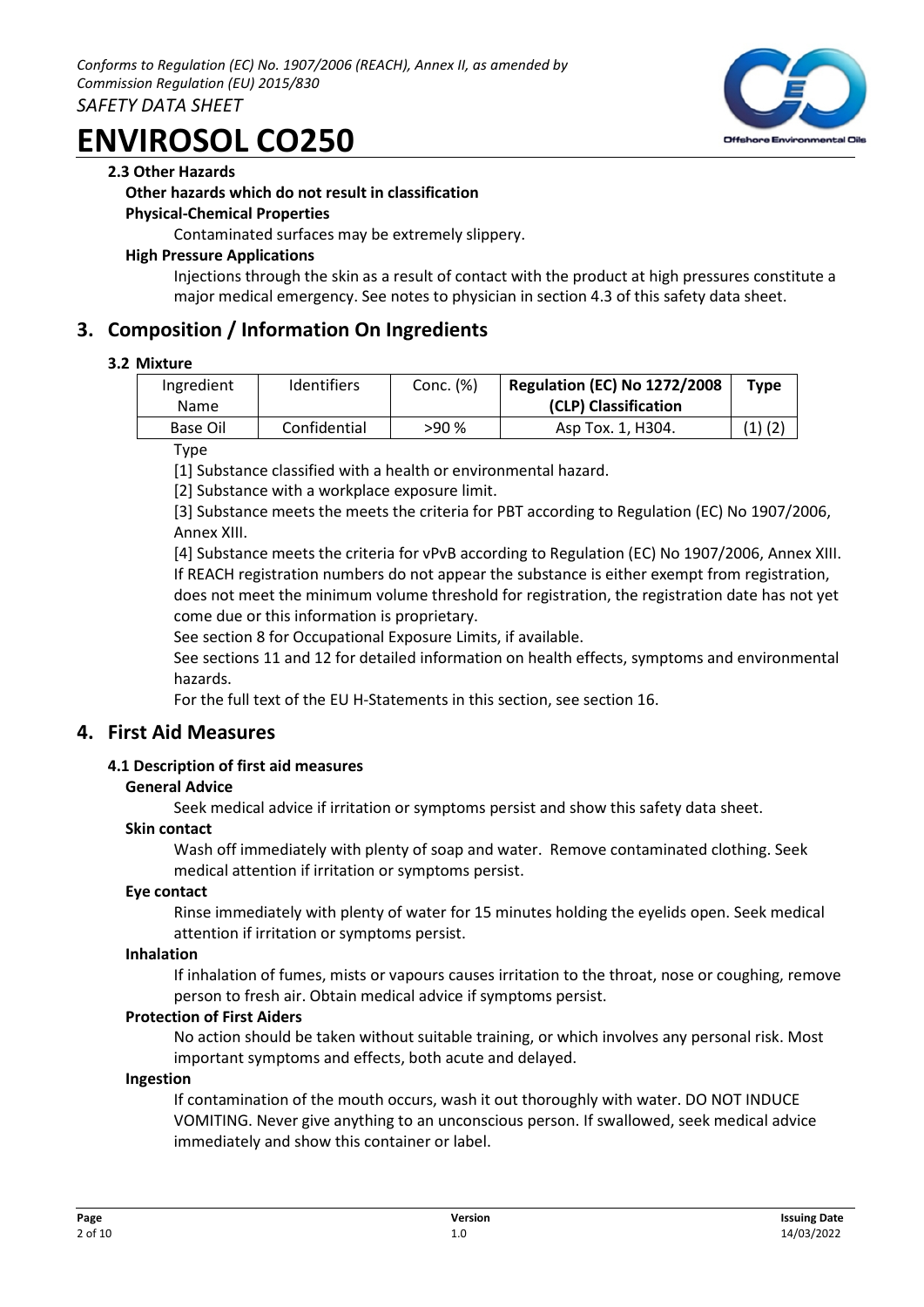### 2.3 Other Hazards

**Other hazards which do not result in classification**

**Physical-Chemical Properties**

Contaminated surfaces may be extremely slippery.

**High Pressure Applications**

Injections through the skin as a result of contact with the product at high pressures constitute a major medical emergency. See notes to physician in section 4.3 of this safety data sheet.

## 3. Composition / Information On Ingredients

### 3.2 Mixture

| Ingredient Name | Identifiers | Conc. (%) | **Regulation (EC) No 1272/2008 (CLP) Classification** | **Type** |
|---|---|---|---|---|
| Base Oil | Confidential | >90 % | Asp Tox. 1, H304. | (1) (2) |

Type

[1] Substance classified with a health or environmental hazard.

[2] Substance with a workplace exposure limit.

[3] Substance meets the meets the criteria for PBT according to Regulation (EC) No 1907/2006, Annex XIII.

[4] Substance meets the criteria for vPvB according to Regulation (EC) No 1907/2006, Annex XIII.

If REACH registration numbers do not appear the substance is either exempt from registration, does not meet the minimum volume threshold for registration, the registration date has not yet come due or this information is proprietary.

See section 8 for Occupational Exposure Limits, if available.

See sections 11 and 12 for detailed information on health effects, symptoms and environmental hazards.

For the full text of the EU H-Statements in this section, see section 16.

## 4. First Aid Measures

### 4.1 Description of first aid measures

**General Advice**

Seek medical advice if irritation or symptoms persist and show this safety data sheet.

**Skin contact**

Wash off immediately with plenty of soap and water. Remove contaminated clothing. Seek medical attention if irritation or symptoms persist.

**Eye contact**

Rinse immediately with plenty of water for 15 minutes holding the eyelids open. Seek medical attention if irritation or symptoms persist.

**Inhalation**

If inhalation of fumes, mists or vapours causes irritation to the throat, nose or coughing, remove person to fresh air. Obtain medical advice if symptoms persist.

**Protection of First Aiders**

No action should be taken without suitable training, or which involves any personal risk. Most important symptoms and effects, both acute and delayed.

**Ingestion**

If contamination of the mouth occurs, wash it out thoroughly with water. DO NOT INDUCE VOMITING. Never give anything to an unconscious person. If swallowed, seek medical advice immediately and show this container or label.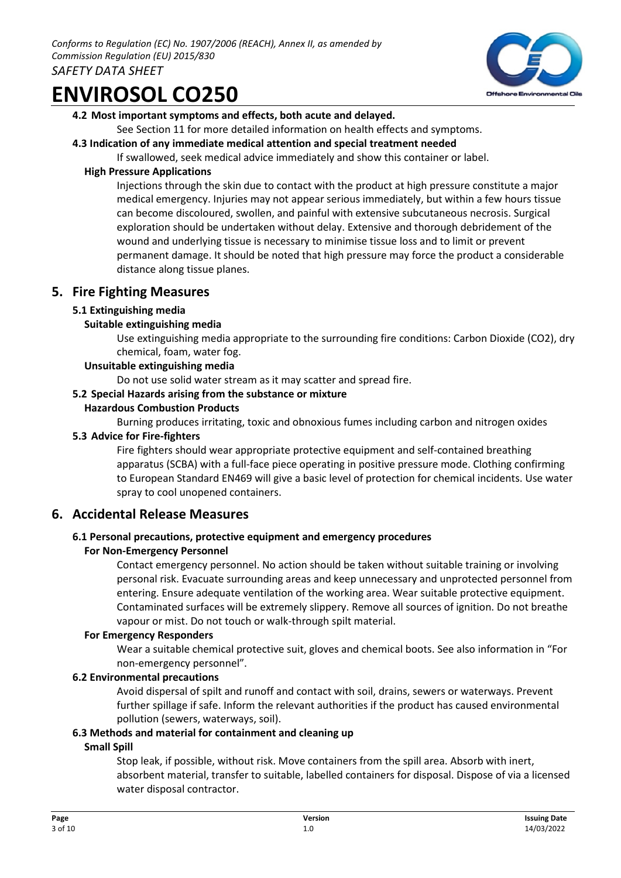#### 4.2 Most important symptoms and effects, both acute and delayed.

See Section 11 for more detailed information on health effects and symptoms.

#### 4.3 Indication of any immediate medical attention and special treatment needed

If swallowed, seek medical advice immediately and show this container or label.

**High Pressure Applications**

Injections through the skin due to contact with the product at high pressure constitute a major medical emergency. Injuries may not appear serious immediately, but within a few hours tissue can become discoloured, swollen, and painful with extensive subcutaneous necrosis. Surgical exploration should be undertaken without delay. Extensive and thorough debridement of the wound and underlying tissue is necessary to minimise tissue loss and to limit or prevent permanent damage. It should be noted that high pressure may force the product a considerable distance along tissue planes.

## 5. Fire Fighting Measures

### 5.1 Extinguishing media

**Suitable extinguishing media**

Use extinguishing media appropriate to the surrounding fire conditions: Carbon Dioxide ($CO_2$), dry chemical, foam, water fog.

**Unsuitable extinguishing media**

Do not use solid water stream as it may scatter and spread fire.

### 5.2 Special Hazards arising from the substance or mixture

**Hazardous Combustion Products**

Burning produces irritating, toxic and obnoxious fumes including carbon and nitrogen oxides

### 5.3 Advice for Fire-fighters

Fire fighters should wear appropriate protective equipment and self-contained breathing apparatus (SCBA) with a full-face piece operating in positive pressure mode. Clothing confirming to European Standard EN469 will give a basic level of protection for chemical incidents. Use water spray to cool unopened containers.

## 6. Accidental Release Measures

### 6.1 Personal precautions, protective equipment and emergency procedures

**For Non-Emergency Personnel**

Contact emergency personnel. No action should be taken without suitable training or involving personal risk. Evacuate surrounding areas and keep unnecessary and unprotected personnel from entering. Ensure adequate ventilation of the working area. Wear suitable protective equipment. Contaminated surfaces will be extremely slippery. Remove all sources of ignition. Do not breathe vapour or mist. Do not touch or walk-through spilt material.

**For Emergency Responders**

Wear a suitable chemical protective suit, gloves and chemical boots. See also information in "For non-emergency personnel".

### 6.2 Environmental precautions

Avoid dispersal of spilt and runoff and contact with soil, drains, sewers or waterways. Prevent further spillage if safe. Inform the relevant authorities if the product has caused environmental pollution (sewers, waterways, soil).

### 6.3 Methods and material for containment and cleaning up

**Small Spill**

Stop leak, if possible, without risk. Move containers from the spill area. Absorb with inert, absorbent material, transfer to suitable, labelled containers for disposal. Dispose of via a licensed water disposal contractor.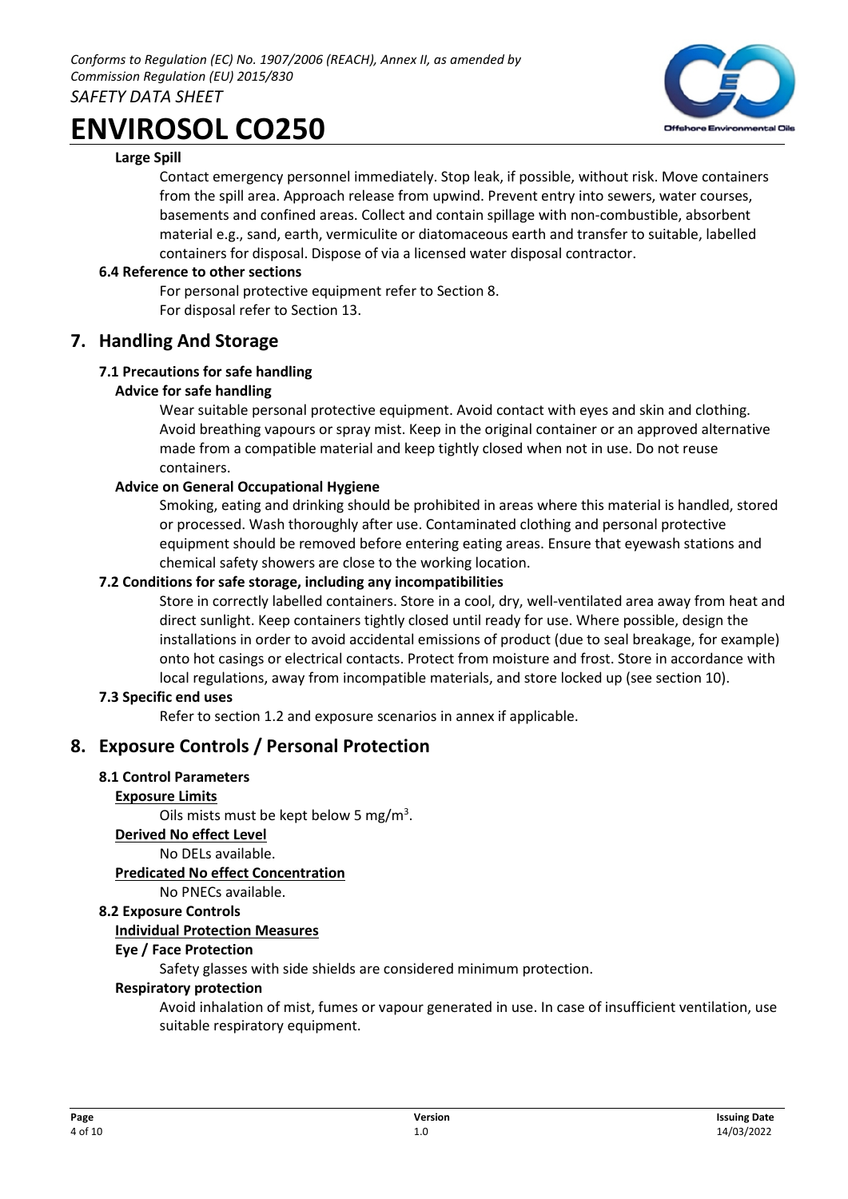#### Large Spill

Contact emergency personnel immediately. Stop leak, if possible, without risk. Move containers from the spill area. Approach release from upwind. Prevent entry into sewers, water courses, basements and confined areas. Collect and contain spillage with non-combustible, absorbent material e.g., sand, earth, vermiculite or diatomaceous earth and transfer to suitable, labelled containers for disposal. Dispose of via a licensed water disposal contractor.

### 6.4 Reference to other sections

For personal protective equipment refer to Section 8.
For disposal refer to Section 13.

## 7. Handling And Storage

### 7.1 Precautions for safe handling

#### Advice for safe handling

Wear suitable personal protective equipment. Avoid contact with eyes and skin and clothing. Avoid breathing vapours or spray mist. Keep in the original container or an approved alternative made from a compatible material and keep tightly closed when not in use. Do not reuse containers.

#### Advice on General Occupational Hygiene

Smoking, eating and drinking should be prohibited in areas where this material is handled, stored or processed. Wash thoroughly after use. Contaminated clothing and personal protective equipment should be removed before entering eating areas. Ensure that eyewash stations and chemical safety showers are close to the working location.

### 7.2 Conditions for safe storage, including any incompatibilities

Store in correctly labelled containers. Store in a cool, dry, well-ventilated area away from heat and direct sunlight. Keep containers tightly closed until ready for use. Where possible, design the installations in order to avoid accidental emissions of product (due to seal breakage, for example) onto hot casings or electrical contacts. Protect from moisture and frost. Store in accordance with local regulations, away from incompatible materials, and store locked up (see section 10).

### 7.3 Specific end uses

Refer to section 1.2 and exposure scenarios in annex if applicable.

## 8. Exposure Controls / Personal Protection

### 8.1 Control Parameters

#### Exposure Limits

Oils mists must be kept below 5 mg/m$^3$.

#### Derived No effect Level

No DELs available.

#### Predicated No effect Concentration

No PNECs available.

### 8.2 Exposure Controls

#### Individual Protection Measures

#### Eye / Face Protection

Safety glasses with side shields are considered minimum protection.

#### Respiratory protection

Avoid inhalation of mist, fumes or vapour generated in use. In case of insufficient ventilation, use suitable respiratory equipment.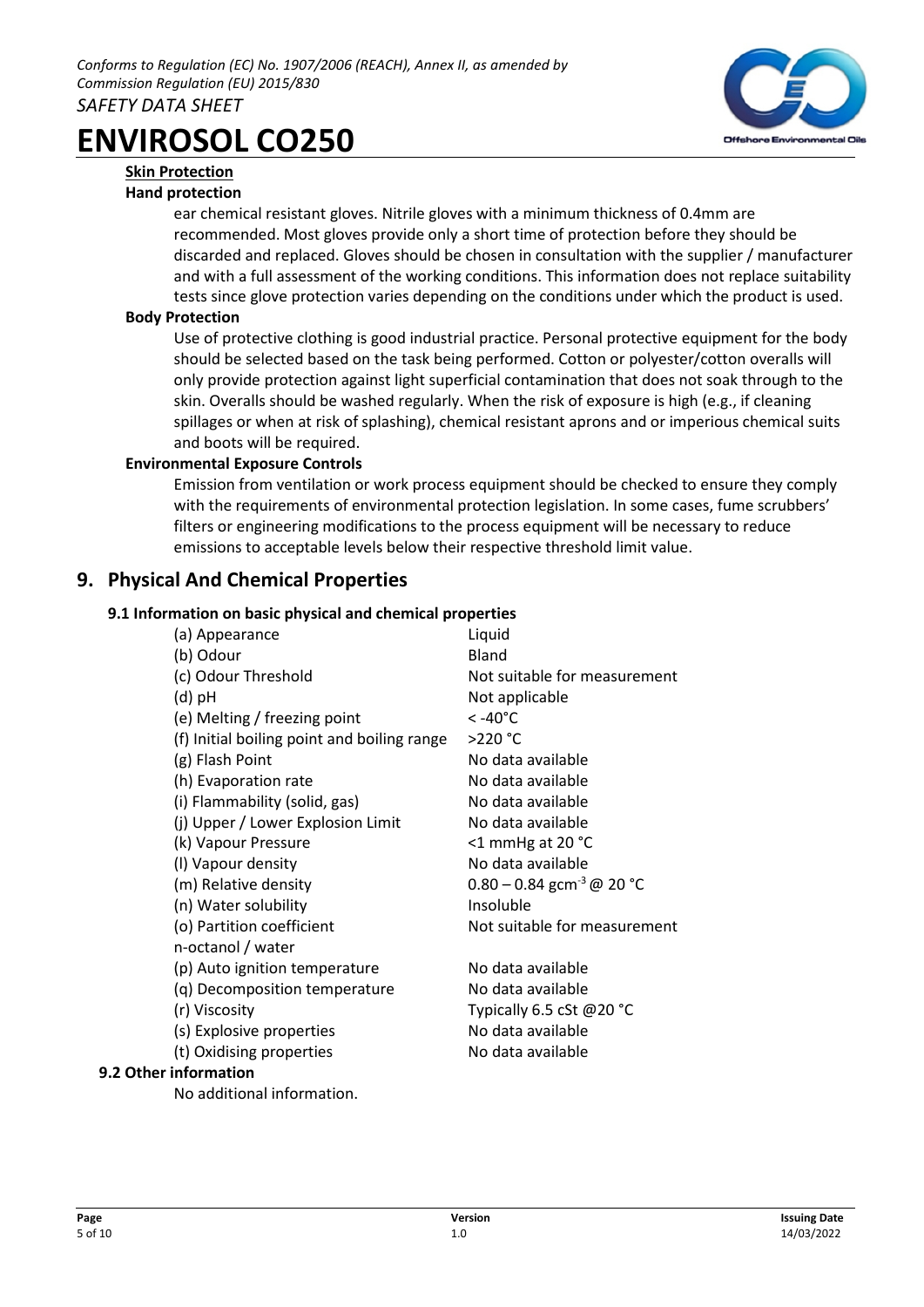**Skin Protection**

**Hand protection**

ear chemical resistant gloves. Nitrile gloves with a minimum thickness of 0.4mm are recommended. Most gloves provide only a short time of protection before they should be discarded and replaced. Gloves should be chosen in consultation with the supplier / manufacturer and with a full assessment of the working conditions. This information does not replace suitability tests since glove protection varies depending on the conditions under which the product is used.

**Body Protection**

Use of protective clothing is good industrial practice. Personal protective equipment for the body should be selected based on the task being performed. Cotton or polyester/cotton overalls will only provide protection against light superficial contamination that does not soak through to the skin. Overalls should be washed regularly. When the risk of exposure is high (e.g., if cleaning spillages or when at risk of splashing), chemical resistant aprons and or imperious chemical suits and boots will be required.

**Environmental Exposure Controls**

Emission from ventilation or work process equipment should be checked to ensure they comply with the requirements of environmental protection legislation. In some cases, fume scrubbers' filters or engineering modifications to the process equipment will be necessary to reduce emissions to acceptable levels below their respective threshold limit value.

## 9. Physical And Chemical Properties

### 9.1 Information on basic physical and chemical properties

| | |
|---|---|
| (a) Appearance | Liquid |
| (b) Odour | Bland |
| (c) Odour Threshold | Not suitable for measurement |
| (d) pH | Not applicable |
| (e) Melting / freezing point | < -40°C |
| (f) Initial boiling point and boiling range | >220 °C |
| (g) Flash Point | No data available |
| (h) Evaporation rate | No data available |
| (i) Flammability (solid, gas) | No data available |
| (j) Upper / Lower Explosion Limit | No data available |
| (k) Vapour Pressure | <1 mmHg at 20 °C |
| (l) Vapour density | No data available |
| (m) Relative density | 0.80 – 0.84 $gcm^{-3}$ @ 20 °C |
| (n) Water solubility | Insoluble |
| (o) Partition coefficient n-octanol / water | Not suitable for measurement |
| (p) Auto ignition temperature | No data available |
| (q) Decomposition temperature | No data available |
| (r) Viscosity | Typically 6.5 cSt @20 °C |
| (s) Explosive properties | No data available |
| (t) Oxidising properties | No data available |

### 9.2 Other information

No additional information.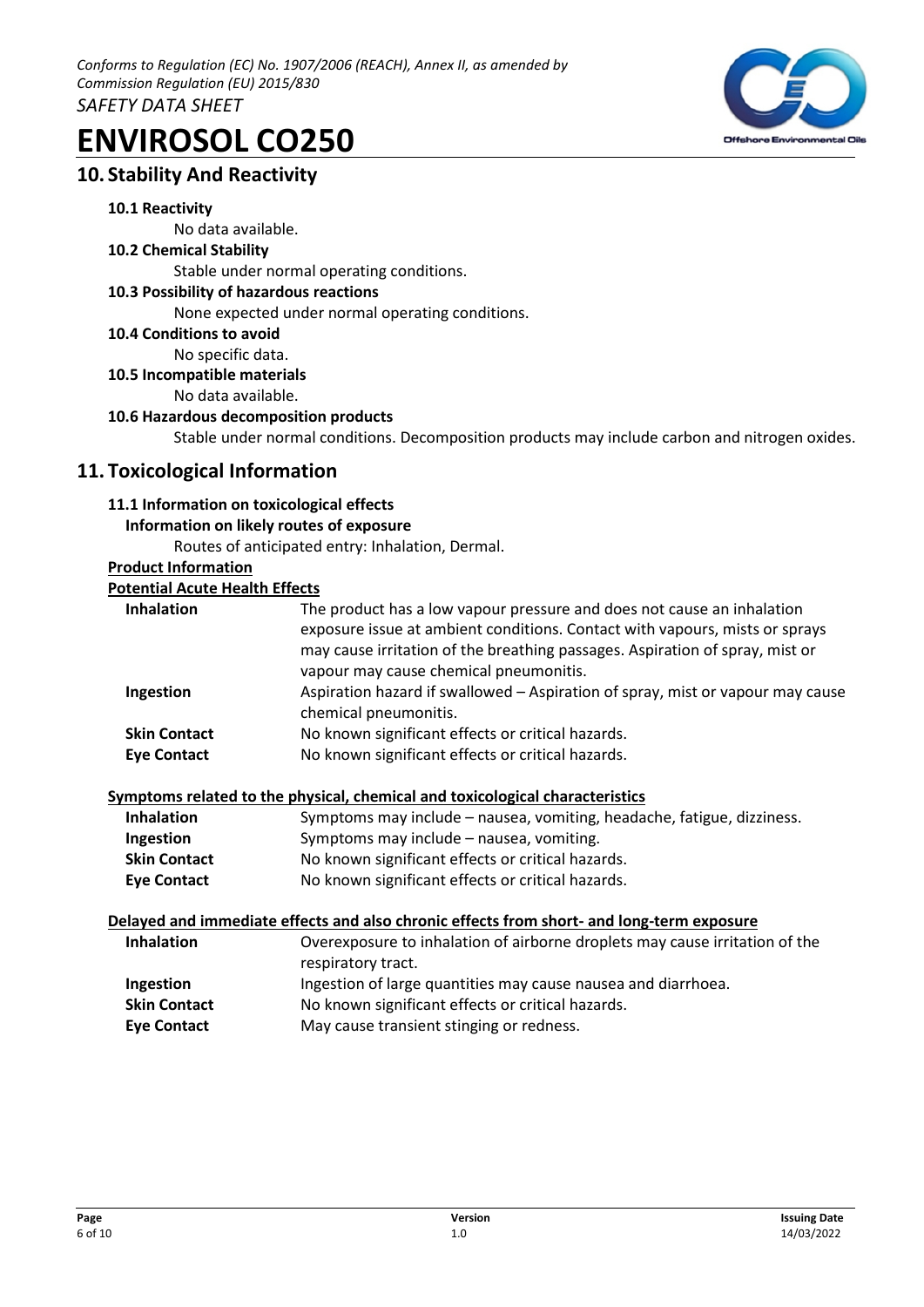*Conforms to Regulation (EC) No. 1907/2006 (REACH), Annex II, as amended by Commission Regulation (EU) 2015/830*
*SAFETY DATA SHEET*

# ENVIROSOL CO250

## 10. Stability And Reactivity

**10.1 Reactivity**

No data available.

**10.2 Chemical Stability**

Stable under normal operating conditions.

**10.3 Possibility of hazardous reactions**

None expected under normal operating conditions.

**10.4 Conditions to avoid**

No specific data.

**10.5 Incompatible materials**

No data available.

**10.6 Hazardous decomposition products**

Stable under normal conditions. Decomposition products may include carbon and nitrogen oxides.

## 11. Toxicological Information

**11.1 Information on toxicological effects**

**Information on likely routes of exposure**

Routes of anticipated entry: Inhalation, Dermal.

**Product Information**

**Potential Acute Health Effects**

| | |
|---|---|
| **Inhalation** | The product has a low vapour pressure and does not cause an inhalation exposure issue at ambient conditions. Contact with vapours, mists or sprays may cause irritation of the breathing passages. Aspiration of spray, mist or vapour may cause chemical pneumonitis. |
| **Ingestion** | Aspiration hazard if swallowed – Aspiration of spray, mist or vapour may cause chemical pneumonitis. |
| **Skin Contact** | No known significant effects or critical hazards. |
| **Eye Contact** | No known significant effects or critical hazards. |

**Symptoms related to the physical, chemical and toxicological characteristics**

| | |
|---|---|
| **Inhalation** | Symptoms may include – nausea, vomiting, headache, fatigue, dizziness. |
| **Ingestion** | Symptoms may include – nausea, vomiting. |
| **Skin Contact** | No known significant effects or critical hazards. |
| **Eye Contact** | No known significant effects or critical hazards. |

**Delayed and immediate effects and also chronic effects from short- and long-term exposure**

| | |
|---|---|
| **Inhalation** | Overexposure to inhalation of airborne droplets may cause irritation of the respiratory tract. |
| **Ingestion** | Ingestion of large quantities may cause nausea and diarrhoea. |
| **Skin Contact** | No known significant effects or critical hazards. |
| **Eye Contact** | May cause transient stinging or redness. |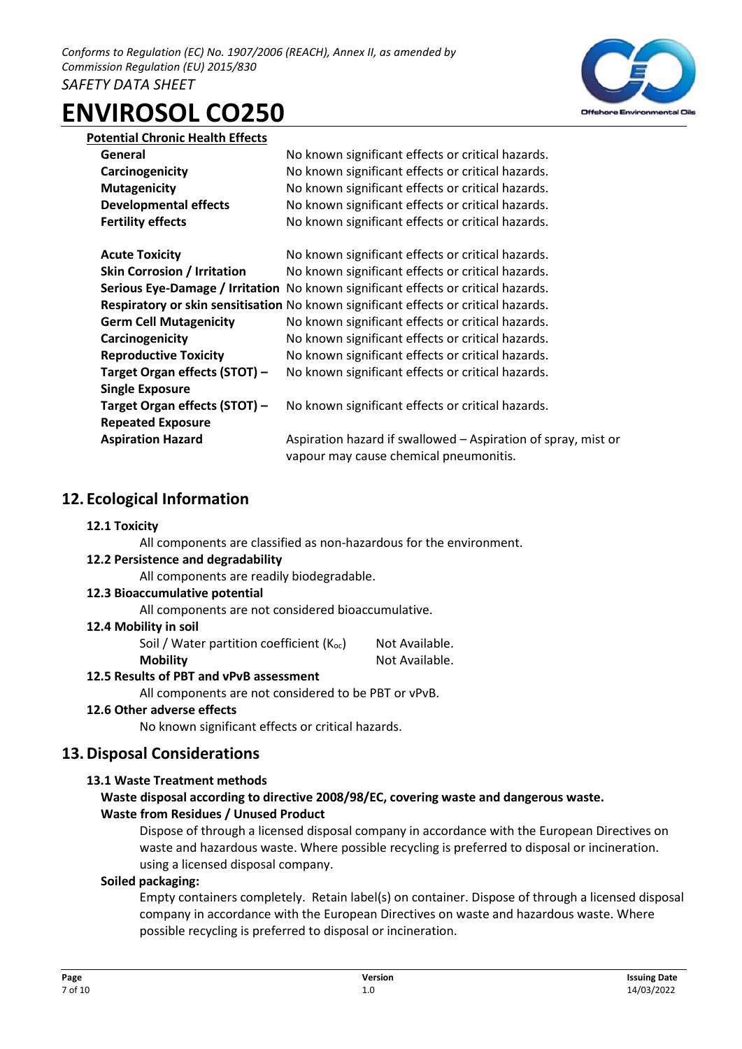**Potential Chronic Health Effects**

| | |
|---|---|
| **General** | No known significant effects or critical hazards. |
| **Carcinogenicity** | No known significant effects or critical hazards. |
| **Mutagenicity** | No known significant effects or critical hazards. |
| **Developmental effects** | No known significant effects or critical hazards. |
| **Fertility effects** | No known significant effects or critical hazards. |

| | |
|---|---|
| **Acute Toxicity** | No known significant effects or critical hazards. |
| **Skin Corrosion / Irritation** | No known significant effects or critical hazards. |
| **Serious Eye-Damage / Irritation** | No known significant effects or critical hazards. |
| **Respiratory or skin sensitisation** | No known significant effects or critical hazards. |
| **Germ Cell Mutagenicity** | No known significant effects or critical hazards. |
| **Carcinogenicity** | No known significant effects or critical hazards. |
| **Reproductive Toxicity** | No known significant effects or critical hazards. |
| **Target Organ effects (STOT) – Single Exposure** | No known significant effects or critical hazards. |
| **Target Organ effects (STOT) – Repeated Exposure** | No known significant effects or critical hazards. |
| **Aspiration Hazard** | Aspiration hazard if swallowed – Aspiration of spray, mist or vapour may cause chemical pneumonitis. |

## 12. Ecological Information

### 12.1 Toxicity

All components are classified as non-hazardous for the environment.

### 12.2 Persistence and degradability

All components are readily biodegradable.

### 12.3 Bioaccumulative potential

All components are not considered bioaccumulative.

### 12.4 Mobility in soil

| | |
|---|---|
| Soil / Water partition coefficient ($K_{oc}$) | Not Available. |
| **Mobility** | Not Available. |

### 12.5 Results of PBT and vPvB assessment

All components are not considered to be PBT or vPvB.

### 12.6 Other adverse effects

No known significant effects or critical hazards.

## 13. Disposal Considerations

### 13.1 Waste Treatment methods

**Waste disposal according to directive 2008/98/EC, covering waste and dangerous waste.**

**Waste from Residues / Unused Product**

Dispose of through a licensed disposal company in accordance with the European Directives on waste and hazardous waste. Where possible recycling is preferred to disposal or incineration. using a licensed disposal company.

**Soiled packaging:**

Empty containers completely. Retain label(s) on container. Dispose of through a licensed disposal company in accordance with the European Directives on waste and hazardous waste. Where possible recycling is preferred to disposal or incineration.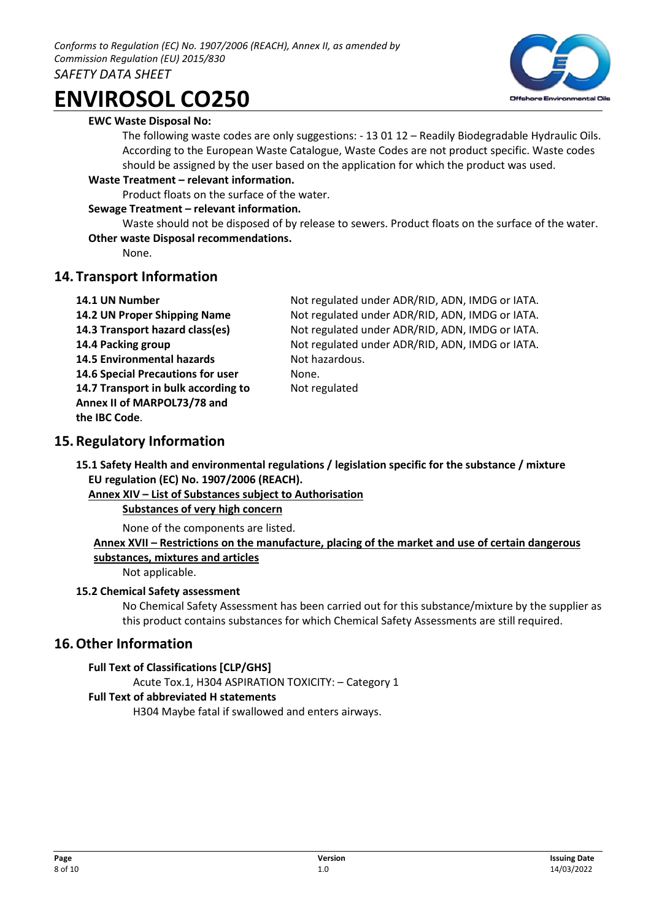**EWC Waste Disposal No:**

The following waste codes are only suggestions: - 13 01 12 – Readily Biodegradable Hydraulic Oils. According to the European Waste Catalogue, Waste Codes are not product specific. Waste codes should be assigned by the user based on the application for which the product was used.

**Waste Treatment – relevant information.**

Product floats on the surface of the water.

**Sewage Treatment – relevant information.**

Waste should not be disposed of by release to sewers. Product floats on the surface of the water.

**Other waste Disposal recommendations.**

None.

## 14. Transport Information

| | |
|---|---|
| **14.1 UN Number** | Not regulated under ADR/RID, ADN, IMDG or IATA. |
| **14.2 UN Proper Shipping Name** | Not regulated under ADR/RID, ADN, IMDG or IATA. |
| **14.3 Transport hazard class(es)** | Not regulated under ADR/RID, ADN, IMDG or IATA. |
| **14.4 Packing group** | Not regulated under ADR/RID, ADN, IMDG or IATA. |
| **14.5 Environmental hazards** | Not hazardous. |
| **14.6 Special Precautions for user** | None. |
| **14.7 Transport in bulk according to Annex II of MARPOL73/78 and the IBC Code**. | Not regulated |

## 15. Regulatory Information

**15.1 Safety Health and environmental regulations / legislation specific for the substance / mixture EU regulation (EC) No. 1907/2006 (REACH).**

**Annex XIV – List of Substances subject to Authorisation**

**Substances of very high concern**

None of the components are listed.

**Annex XVII – Restrictions on the manufacture, placing of the market and use of certain dangerous substances, mixtures and articles**

Not applicable.

**15.2 Chemical Safety assessment**

No Chemical Safety Assessment has been carried out for this substance/mixture by the supplier as this product contains substances for which Chemical Safety Assessments are still required.

## 16. Other Information

**Full Text of Classifications [CLP/GHS]**

Acute Tox.1, H304 ASPIRATION TOXICITY: – Category 1

**Full Text of abbreviated H statements**

H304 Maybe fatal if swallowed and enters airways.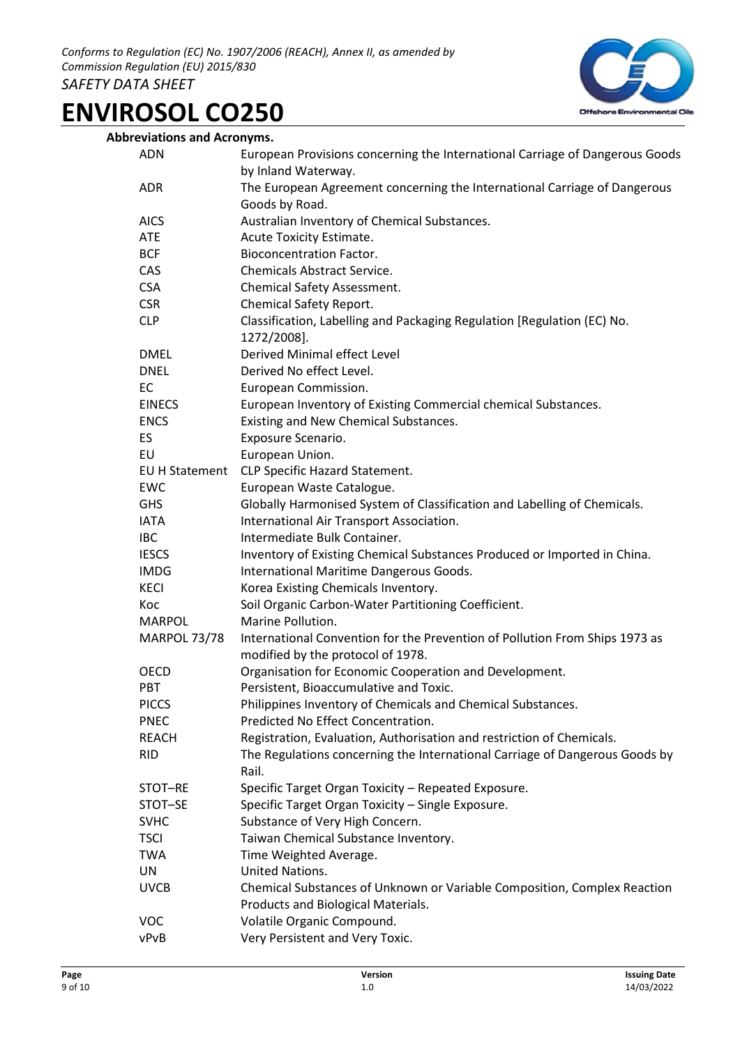**Abbreviations and Acronyms.**

| | |
|---|---|
| ADN | European Provisions concerning the International Carriage of Dangerous Goods by Inland Waterway. |
| ADR | The European Agreement concerning the International Carriage of Dangerous Goods by Road. |
| AICS | Australian Inventory of Chemical Substances. |
| ATE | Acute Toxicity Estimate. |
| BCF | Bioconcentration Factor. |
| CAS | Chemicals Abstract Service. |
| CSA | Chemical Safety Assessment. |
| CSR | Chemical Safety Report. |
| CLP | Classification, Labelling and Packaging Regulation [Regulation (EC) No. 1272/2008]. |
| DMEL | Derived Minimal effect Level |
| DNEL | Derived No effect Level. |
| EC | European Commission. |
| EINECS | European Inventory of Existing Commercial chemical Substances. |
| ENCS | Existing and New Chemical Substances. |
| ES | Exposure Scenario. |
| EU | European Union. |
| EU H Statement | CLP Specific Hazard Statement. |
| EWC | European Waste Catalogue. |
| GHS | Globally Harmonised System of Classification and Labelling of Chemicals. |
| IATA | International Air Transport Association. |
| IBC | Intermediate Bulk Container. |
| IESCS | Inventory of Existing Chemical Substances Produced or Imported in China. |
| IMDG | International Maritime Dangerous Goods. |
| KECI | Korea Existing Chemicals Inventory. |
| Koc | Soil Organic Carbon-Water Partitioning Coefficient. |
| MARPOL | Marine Pollution. |
| MARPOL 73/78 | International Convention for the Prevention of Pollution From Ships 1973 as modified by the protocol of 1978. |
| OECD | Organisation for Economic Cooperation and Development. |
| PBT | Persistent, Bioaccumulative and Toxic. |
| PICCS | Philippines Inventory of Chemicals and Chemical Substances. |
| PNEC | Predicted No Effect Concentration. |
| REACH | Registration, Evaluation, Authorisation and restriction of Chemicals. |
| RID | The Regulations concerning the International Carriage of Dangerous Goods by Rail. |
| STOT–RE | Specific Target Organ Toxicity – Repeated Exposure. |
| STOT–SE | Specific Target Organ Toxicity – Single Exposure. |
| SVHC | Substance of Very High Concern. |
| TSCI | Taiwan Chemical Substance Inventory. |
| TWA | Time Weighted Average. |
| UN | United Nations. |
| UVCB | Chemical Substances of Unknown or Variable Composition, Complex Reaction Products and Biological Materials. |
| VOC | Volatile Organic Compound. |
| vPvB | Very Persistent and Very Toxic. |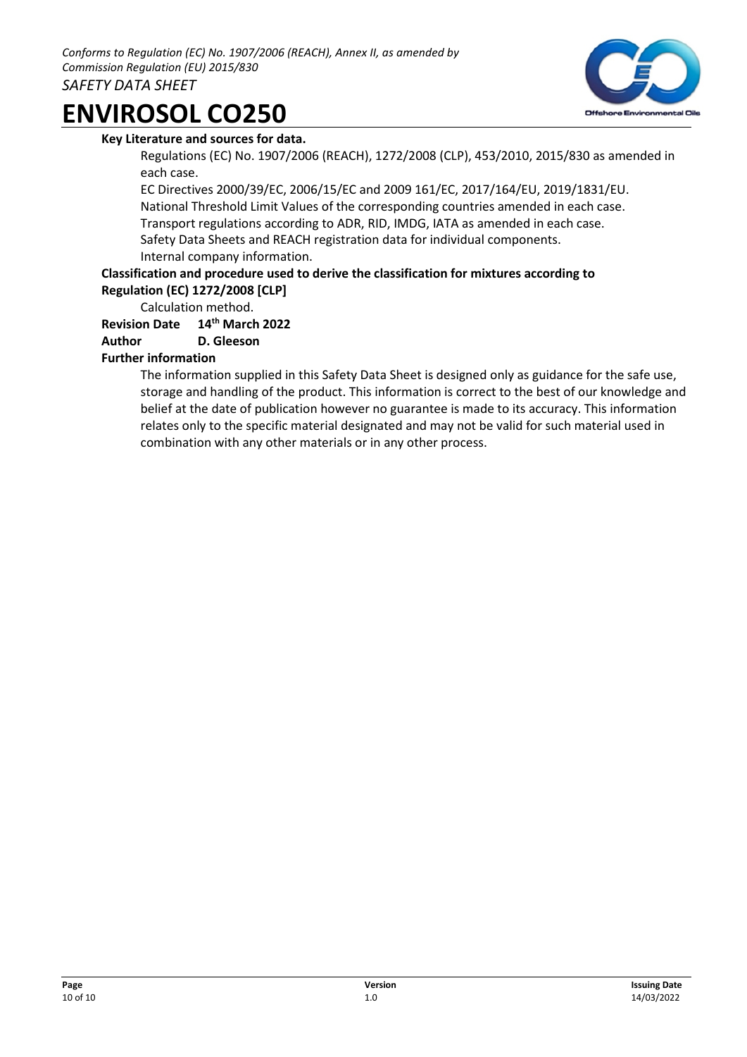**Key Literature and sources for data.**

Regulations (EC) No. 1907/2006 (REACH), 1272/2008 (CLP), 453/2010, 2015/830 as amended in each case.

EC Directives 2000/39/EC, 2006/15/EC and 2009 161/EC, 2017/164/EU, 2019/1831/EU.

National Threshold Limit Values of the corresponding countries amended in each case.

Transport regulations according to ADR, RID, IMDG, IATA as amended in each case.

Safety Data Sheets and REACH registration data for individual components.

Internal company information.

**Classification and procedure used to derive the classification for mixtures according to Regulation (EC) 1272/2008 [CLP]**

Calculation method.

**Revision Date** **14th March 2022**

**Author** **D. Gleeson**

**Further information**

The information supplied in this Safety Data Sheet is designed only as guidance for the safe use, storage and handling of the product. This information is correct to the best of our knowledge and belief at the date of publication however no guarantee is made to its accuracy. This information relates only to the specific material designated and may not be valid for such material used in combination with any other materials or in any other process.